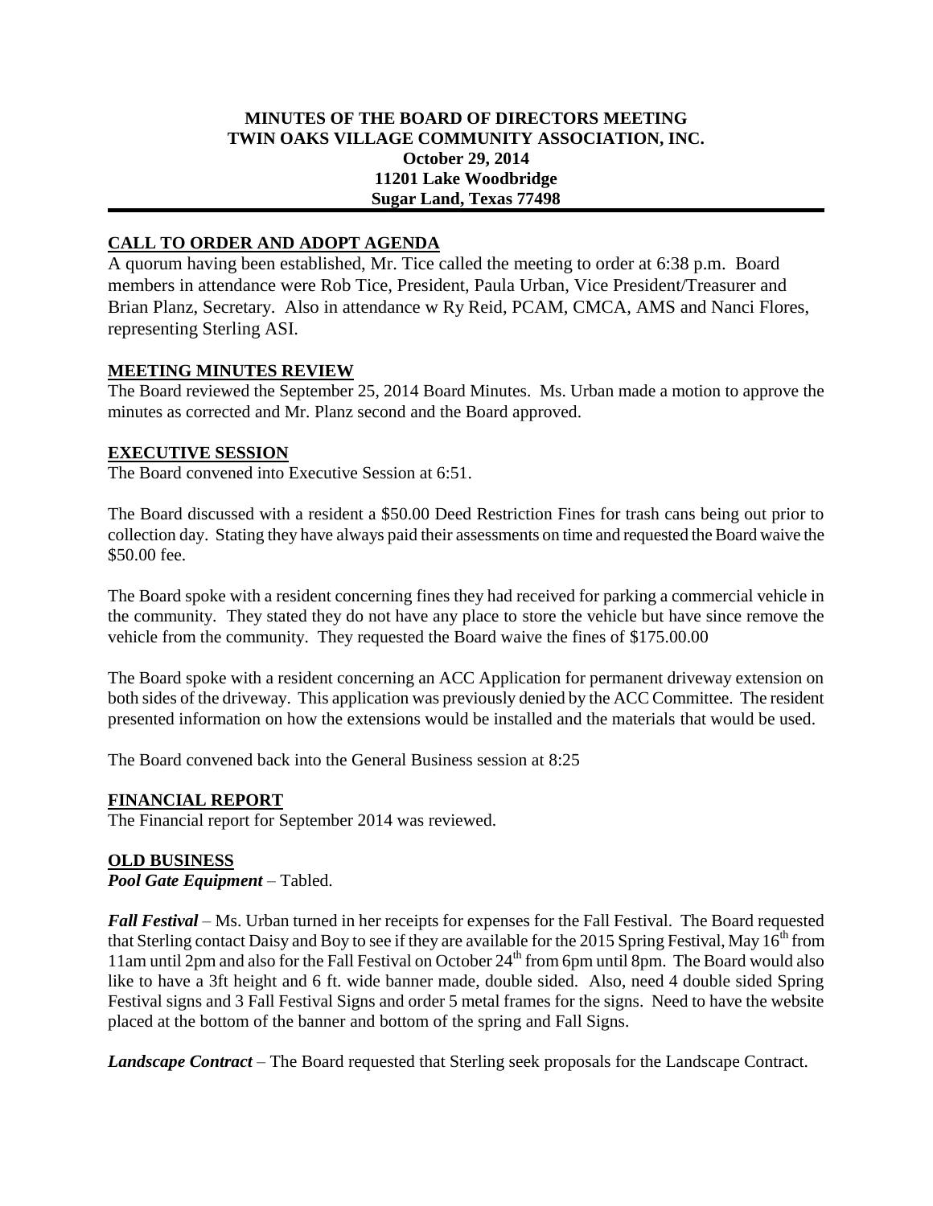**MINUTES OF THE BOARD OF DIRECTORS MEETING**
**TWIN OAKS VILLAGE COMMUNITY ASSOCIATION, INC.**
**October 29, 2014**
**11201 Lake Woodbridge**
**Sugar Land, Texas 77498**

## CALL TO ORDER AND ADOPT AGENDA

A quorum having been established, Mr. Tice called the meeting to order at 6:38 p.m. Board members in attendance were Rob Tice, President, Paula Urban, Vice President/Treasurer and Brian Planz, Secretary. Also in attendance w Ry Reid, PCAM, CMCA, AMS and Nanci Flores, representing Sterling ASI.

## MEETING MINUTES REVIEW

The Board reviewed the September 25, 2014 Board Minutes. Ms. Urban made a motion to approve the minutes as corrected and Mr. Planz second and the Board approved.

## EXECUTIVE SESSION

The Board convened into Executive Session at 6:51.

The Board discussed with a resident a $50.00 Deed Restriction Fines for trash cans being out prior to collection day. Stating they have always paid their assessments on time and requested the Board waive the $50.00 fee.

The Board spoke with a resident concerning fines they had received for parking a commercial vehicle in the community. They stated they do not have any place to store the vehicle but have since remove the vehicle from the community. They requested the Board waive the fines of $175.00.00

The Board spoke with a resident concerning an ACC Application for permanent driveway extension on both sides of the driveway. This application was previously denied by the ACC Committee. The resident presented information on how the extensions would be installed and the materials that would be used.

The Board convened back into the General Business session at 8:25

## FINANCIAL REPORT

The Financial report for September 2014 was reviewed.

## OLD BUSINESS

***Pool Gate Equipment*** – Tabled.

***Fall Festival*** – Ms. Urban turned in her receipts for expenses for the Fall Festival. The Board requested that Sterling contact Daisy and Boy to see if they are available for the 2015 Spring Festival, May 16th from 11am until 2pm and also for the Fall Festival on October 24th from 6pm until 8pm. The Board would also like to have a 3ft height and 6 ft. wide banner made, double sided. Also, need 4 double sided Spring Festival signs and 3 Fall Festival Signs and order 5 metal frames for the signs. Need to have the website placed at the bottom of the banner and bottom of the spring and Fall Signs.

***Landscape Contract*** – The Board requested that Sterling seek proposals for the Landscape Contract.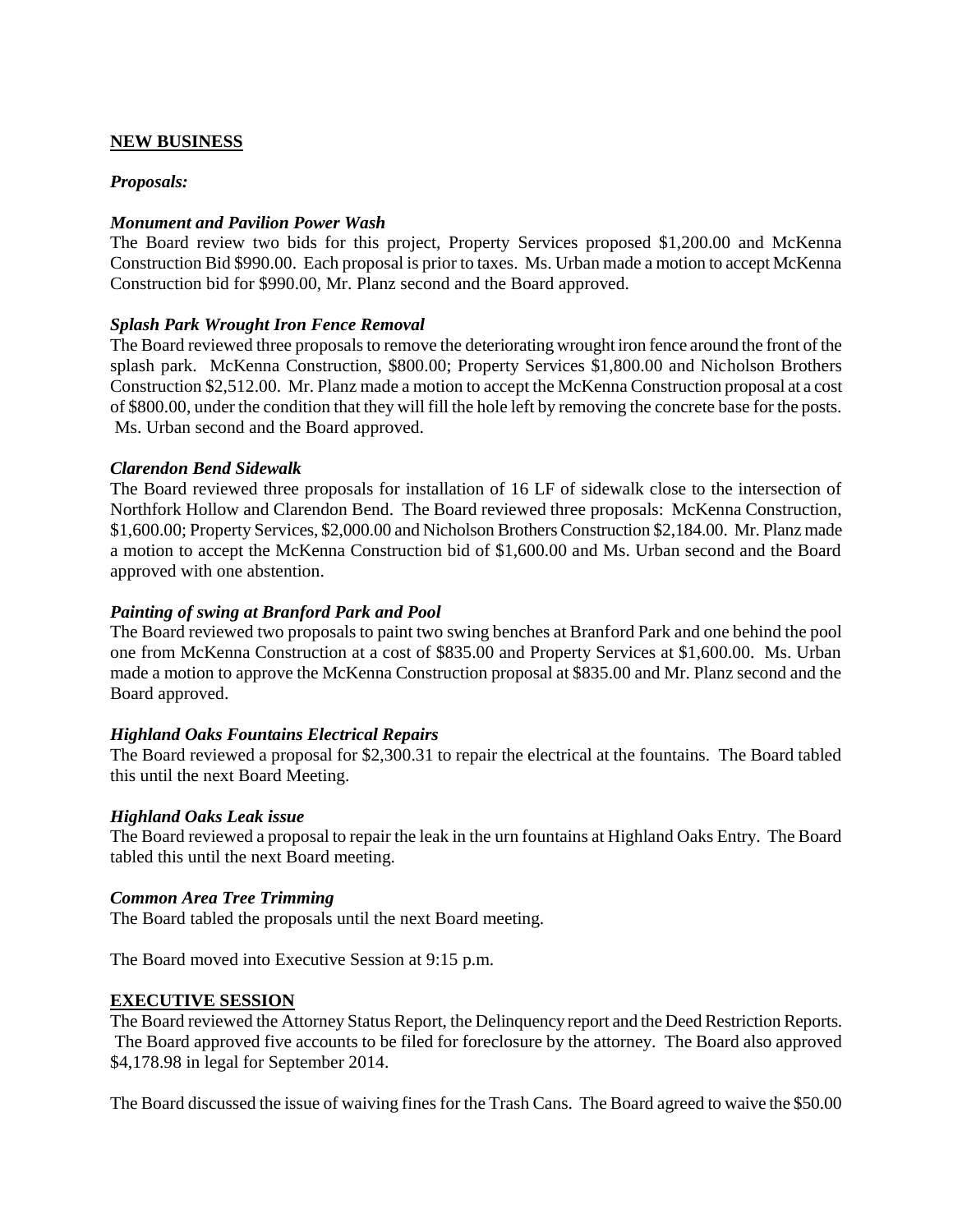**NEW BUSINESS**

***Proposals:***

***Monument and Pavilion Power Wash***

The Board review two bids for this project, Property Services proposed $1,200.00 and McKenna Construction Bid $990.00. Each proposal is prior to taxes. Ms. Urban made a motion to accept McKenna Construction bid for $990.00, Mr. Planz second and the Board approved.

***Splash Park Wrought Iron Fence Removal***

The Board reviewed three proposals to remove the deteriorating wrought iron fence around the front of the splash park. McKenna Construction, $800.00; Property Services $1,800.00 and Nicholson Brothers Construction $2,512.00. Mr. Planz made a motion to accept the McKenna Construction proposal at a cost of $800.00, under the condition that they will fill the hole left by removing the concrete base for the posts. Ms. Urban second and the Board approved.

***Clarendon Bend Sidewalk***

The Board reviewed three proposals for installation of 16 LF of sidewalk close to the intersection of Northfork Hollow and Clarendon Bend. The Board reviewed three proposals: McKenna Construction, $1,600.00; Property Services, $2,000.00 and Nicholson Brothers Construction $2,184.00. Mr. Planz made a motion to accept the McKenna Construction bid of $1,600.00 and Ms. Urban second and the Board approved with one abstention.

***Painting of swing at Branford Park and Pool***

The Board reviewed two proposals to paint two swing benches at Branford Park and one behind the pool one from McKenna Construction at a cost of $835.00 and Property Services at $1,600.00. Ms. Urban made a motion to approve the McKenna Construction proposal at $835.00 and Mr. Planz second and the Board approved.

***Highland Oaks Fountains Electrical Repairs***

The Board reviewed a proposal for $2,300.31 to repair the electrical at the fountains. The Board tabled this until the next Board Meeting.

***Highland Oaks Leak issue***

The Board reviewed a proposal to repair the leak in the urn fountains at Highland Oaks Entry. The Board tabled this until the next Board meeting.

***Common Area Tree Trimming***

The Board tabled the proposals until the next Board meeting.

The Board moved into Executive Session at 9:15 p.m.

**EXECUTIVE SESSION**

The Board reviewed the Attorney Status Report, the Delinquency report and the Deed Restriction Reports. The Board approved five accounts to be filed for foreclosure by the attorney. The Board also approved $4,178.98 in legal for September 2014.

The Board discussed the issue of waiving fines for the Trash Cans. The Board agreed to waive the $50.00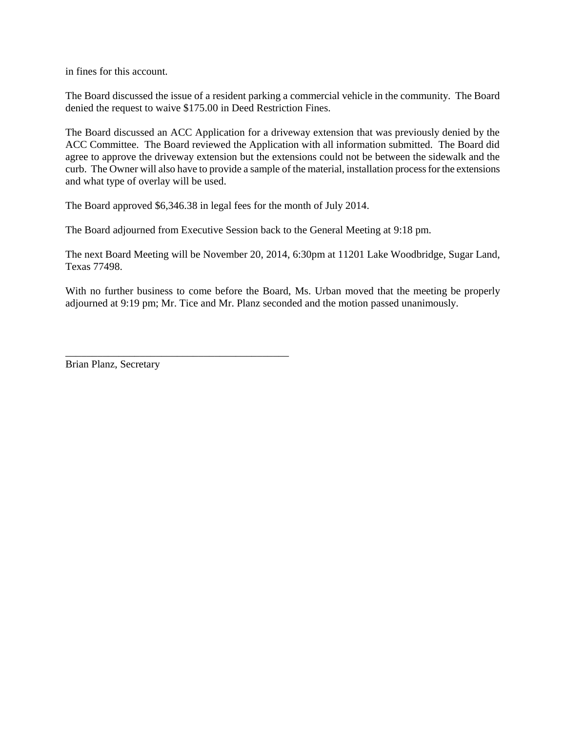in fines for this account.

The Board discussed the issue of a resident parking a commercial vehicle in the community. The Board denied the request to waive $175.00 in Deed Restriction Fines.

The Board discussed an ACC Application for a driveway extension that was previously denied by the ACC Committee. The Board reviewed the Application with all information submitted. The Board did agree to approve the driveway extension but the extensions could not be between the sidewalk and the curb. The Owner will also have to provide a sample of the material, installation process for the extensions and what type of overlay will be used.

The Board approved $6,346.38 in legal fees for the month of July 2014.

The Board adjourned from Executive Session back to the General Meeting at 9:18 pm.

The next Board Meeting will be November 20, 2014, 6:30pm at 11201 Lake Woodbridge, Sugar Land, Texas 77498.

With no further business to come before the Board, Ms. Urban moved that the meeting be properly adjourned at 9:19 pm; Mr. Tice and Mr. Planz seconded and the motion passed unanimously.

\_\_\_\_\_\_\_\_\_\_\_\_\_\_\_\_\_\_\_\_\_\_\_\_\_\_\_\_\_\_\_\_\_\_\_\_\_\_\_\_\_\_

Brian Planz, Secretary